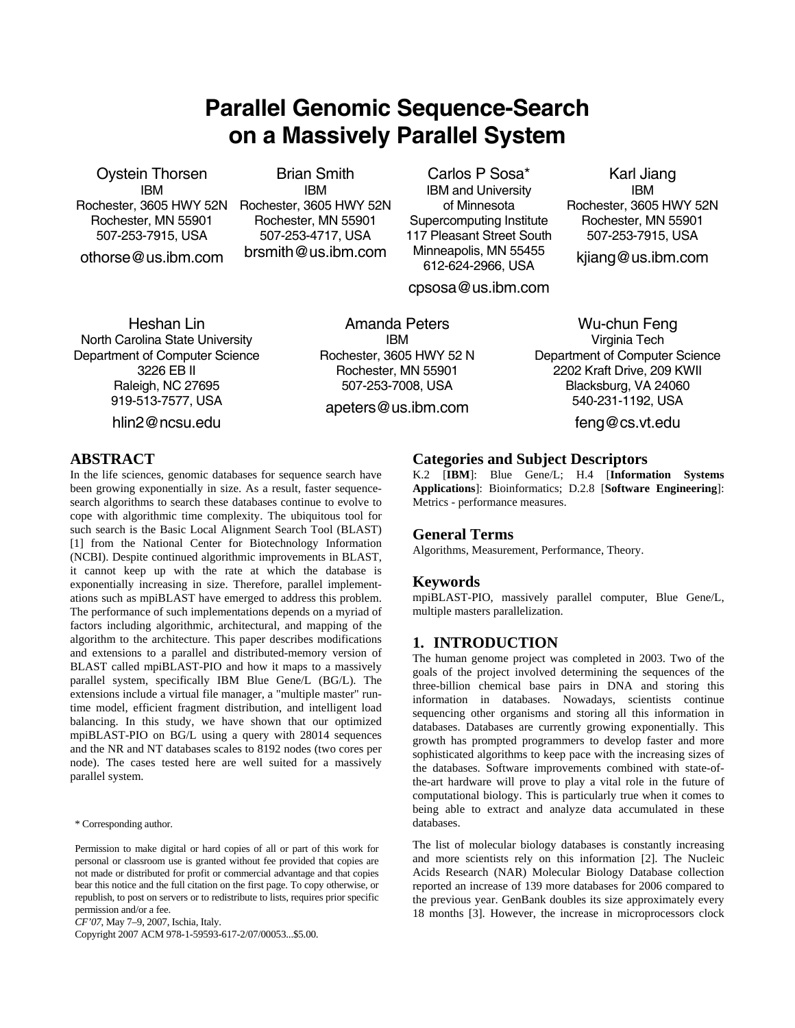# Parallel Genomic Sequence-Search on a Massively Parallel System

Oystein Thorsen
IBM
Rochester, 3605 HWY 52N
Rochester, MN 55901
507-253-7915, USA
othorse@us.ibm.com

Brian Smith
IBM
Rochester, 3605 HWY 52N
Rochester, MN 55901
507-253-4717, USA
brsmith@us.ibm.com

Carlos P Sosa*
IBM and University of Minnesota Supercomputing Institute
117 Pleasant Street South
Minneapolis, MN 55455
612-624-2966, USA
cpsosa@us.ibm.com

Karl Jiang
IBM
Rochester, 3605 HWY 52N
Rochester, MN 55901
507-253-7915, USA
kjiang@us.ibm.com

Heshan Lin
North Carolina State University
Department of Computer Science
3226 EB II
Raleigh, NC 27695
919-513-7577, USA
hlin2@ncsu.edu

Amanda Peters
IBM
Rochester, 3605 HWY 52 N
Rochester, MN 55901
507-253-7008, USA
apeters@us.ibm.com

Wu-chun Feng
Virginia Tech
Department of Computer Science
2202 Kraft Drive, 209 KWII
Blacksburg, VA 24060
540-231-1192, USA
feng@cs.vt.edu

## ABSTRACT

In the life sciences, genomic databases for sequence search have been growing exponentially in size. As a result, faster sequence-search algorithms to search these databases continue to evolve to cope with algorithmic time complexity. The ubiquitous tool for such search is the Basic Local Alignment Search Tool (BLAST) [1] from the National Center for Biotechnology Information (NCBI). Despite continued algorithmic improvements in BLAST, it cannot keep up with the rate at which the database is exponentially increasing in size. Therefore, parallel implementations such as mpiBLAST have emerged to address this problem. The performance of such implementations depends on a myriad of factors including algorithmic, architectural, and mapping of the algorithm to the architecture. This paper describes modifications and extensions to a parallel and distributed-memory version of BLAST called mpiBLAST-PIO and how it maps to a massively parallel system, specifically IBM Blue Gene/L (BG/L). The extensions include a virtual file manager, a "multiple master" runtime model, efficient fragment distribution, and intelligent load balancing. In this study, we have shown that our optimized mpiBLAST-PIO on BG/L using a query with 28014 sequences and the NR and NT databases scales to 8192 nodes (two cores per node). The cases tested here are well suited for a massively parallel system.

* Corresponding author.

Permission to make digital or hard copies of all or part of this work for personal or classroom use is granted without fee provided that copies are not made or distributed for profit or commercial advantage and that copies bear this notice and the full citation on the first page. To copy otherwise, or republish, to post on servers or to redistribute to lists, requires prior specific permission and/or a fee.
*CF'07*, May 7–9, 2007, Ischia, Italy.
Copyright 2007 ACM 978-1-59593-617-2/07/00053...$5.00.

## Categories and Subject Descriptors

K.2 [**IBM**]: Blue Gene/L; H.4 [**Information Systems Applications**]: Bioinformatics; D.2.8 [**Software Engineering**]: Metrics - performance measures.

## General Terms

Algorithms, Measurement, Performance, Theory.

## Keywords

mpiBLAST-PIO, massively parallel computer, Blue Gene/L, multiple masters parallelization.

## 1. INTRODUCTION

The human genome project was completed in 2003. Two of the goals of the project involved determining the sequences of the three-billion chemical base pairs in DNA and storing this information in databases. Nowadays, scientists continue sequencing other organisms and storing all this information in databases. Databases are currently growing exponentially. This growth has prompted programmers to develop faster and more sophisticated algorithms to keep pace with the increasing sizes of the databases. Software improvements combined with state-of-the-art hardware will prove to play a vital role in the future of computational biology. This is particularly true when it comes to being able to extract and analyze data accumulated in these databases.

The list of molecular biology databases is constantly increasing and more scientists rely on this information [2]. The Nucleic Acids Research (NAR) Molecular Biology Database collection reported an increase of 139 more databases for 2006 compared to the previous year. GenBank doubles its size approximately every 18 months [3]. However, the increase in microprocessors clock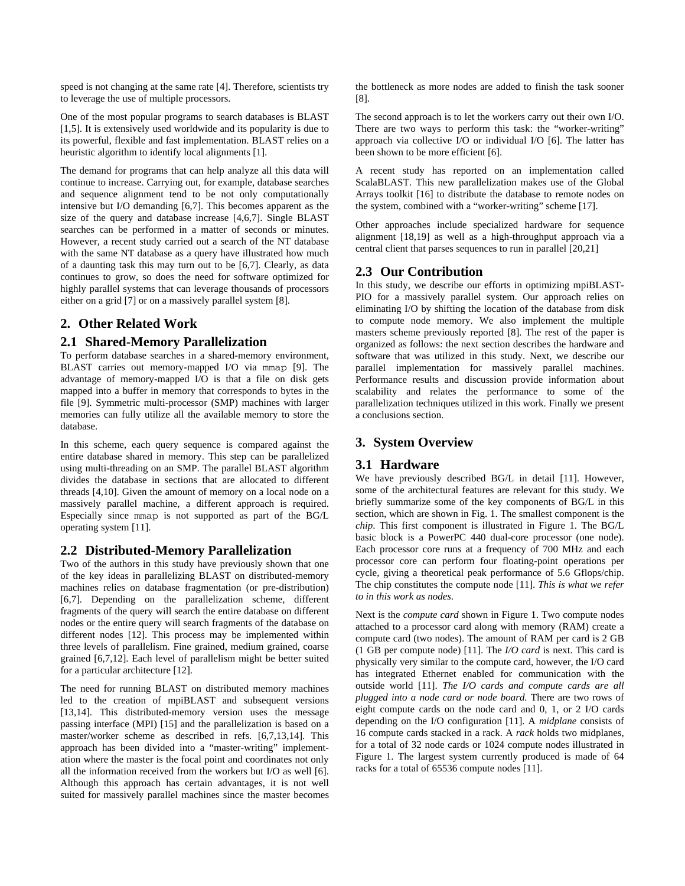speed is not changing at the same rate [4]. Therefore, scientists try to leverage the use of multiple processors.

One of the most popular programs to search databases is BLAST [1,5]. It is extensively used worldwide and its popularity is due to its powerful, flexible and fast implementation. BLAST relies on a heuristic algorithm to identify local alignments [1].

The demand for programs that can help analyze all this data will continue to increase. Carrying out, for example, database searches and sequence alignment tend to be not only computationally intensive but I/O demanding [6,7]. This becomes apparent as the size of the query and database increase [4,6,7]. Single BLAST searches can be performed in a matter of seconds or minutes. However, a recent study carried out a search of the NT database with the same NT database as a query have illustrated how much of a daunting task this may turn out to be [6,7]. Clearly, as data continues to grow, so does the need for software optimized for highly parallel systems that can leverage thousands of processors either on a grid [7] or on a massively parallel system [8].

## 2. Other Related Work

### 2.1 Shared-Memory Parallelization

To perform database searches in a shared-memory environment, BLAST carries out memory-mapped I/O via `mmap` [9]. The advantage of memory-mapped I/O is that a file on disk gets mapped into a buffer in memory that corresponds to bytes in the file [9]. Symmetric multi-processor (SMP) machines with larger memories can fully utilize all the available memory to store the database.

In this scheme, each query sequence is compared against the entire database shared in memory. This step can be parallelized using multi-threading on an SMP. The parallel BLAST algorithm divides the database in sections that are allocated to different threads [4,10]. Given the amount of memory on a local node on a massively parallel machine, a different approach is required. Especially since `mmap` is not supported as part of the BG/L operating system [11].

### 2.2 Distributed-Memory Parallelization

Two of the authors in this study have previously shown that one of the key ideas in parallelizing BLAST on distributed-memory machines relies on database fragmentation (or pre-distribution) [6,7]. Depending on the parallelization scheme, different fragments of the query will search the entire database on different nodes or the entire query will search fragments of the database on different nodes [12]. This process may be implemented within three levels of parallelism. Fine grained, medium grained, coarse grained [6,7,12]. Each level of parallelism might be better suited for a particular architecture [12].

The need for running BLAST on distributed memory machines led to the creation of mpiBLAST and subsequent versions [13,14]. This distributed-memory version uses the message passing interface (MPI) [15] and the parallelization is based on a master/worker scheme as described in refs. [6,7,13,14]. This approach has been divided into a "master-writing" implementation where the master is the focal point and coordinates not only all the information received from the workers but I/O as well [6]. Although this approach has certain advantages, it is not well suited for massively parallel machines since the master becomes the bottleneck as more nodes are added to finish the task sooner [8].

The second approach is to let the workers carry out their own I/O. There are two ways to perform this task: the "worker-writing" approach via collective I/O or individual I/O [6]. The latter has been shown to be more efficient [6].

A recent study has reported on an implementation called ScalaBLAST. This new parallelization makes use of the Global Arrays toolkit [16] to distribute the database to remote nodes on the system, combined with a "worker-writing" scheme [17].

Other approaches include specialized hardware for sequence alignment [18,19] as well as a high-throughput approach via a central client that parses sequences to run in parallel [20,21]

### 2.3 Our Contribution

In this study, we describe our efforts in optimizing mpiBLAST-PIO for a massively parallel system. Our approach relies on eliminating I/O by shifting the location of the database from disk to compute node memory. We also implement the multiple masters scheme previously reported [8]. The rest of the paper is organized as follows: the next section describes the hardware and software that was utilized in this study. Next, we describe our parallel implementation for massively parallel machines. Performance results and discussion provide information about scalability and relates the performance to some of the parallelization techniques utilized in this work. Finally we present a conclusions section.

## 3. System Overview

### 3.1 Hardware

We have previously described BG/L in detail [11]. However, some of the architectural features are relevant for this study. We briefly summarize some of the key components of BG/L in this section, which are shown in Fig. 1. The smallest component is the *chip*. This first component is illustrated in Figure 1. The BG/L basic block is a PowerPC 440 dual-core processor (one node). Each processor core runs at a frequency of 700 MHz and each processor core can perform four floating-point operations per cycle, giving a theoretical peak performance of 5.6 Gflops/chip. The chip constitutes the compute node [11]. *This is what we refer to in this work as nodes*.

Next is the *compute card* shown in Figure 1. Two compute nodes attached to a processor card along with memory (RAM) create a compute card (two nodes). The amount of RAM per card is 2 GB (1 GB per compute node) [11]. The *I/O card* is next. This card is physically very similar to the compute card, however, the I/O card has integrated Ethernet enabled for communication with the outside world [11]. *The I/O cards and compute cards are all plugged into a node card or node board.* There are two rows of eight compute cards on the node card and 0, 1, or 2 I/O cards depending on the I/O configuration [11]. A *midplane* consists of 16 compute cards stacked in a rack. A *rack* holds two midplanes, for a total of 32 node cards or 1024 compute nodes illustrated in Figure 1. The largest system currently produced is made of 64 racks for a total of 65536 compute nodes [11].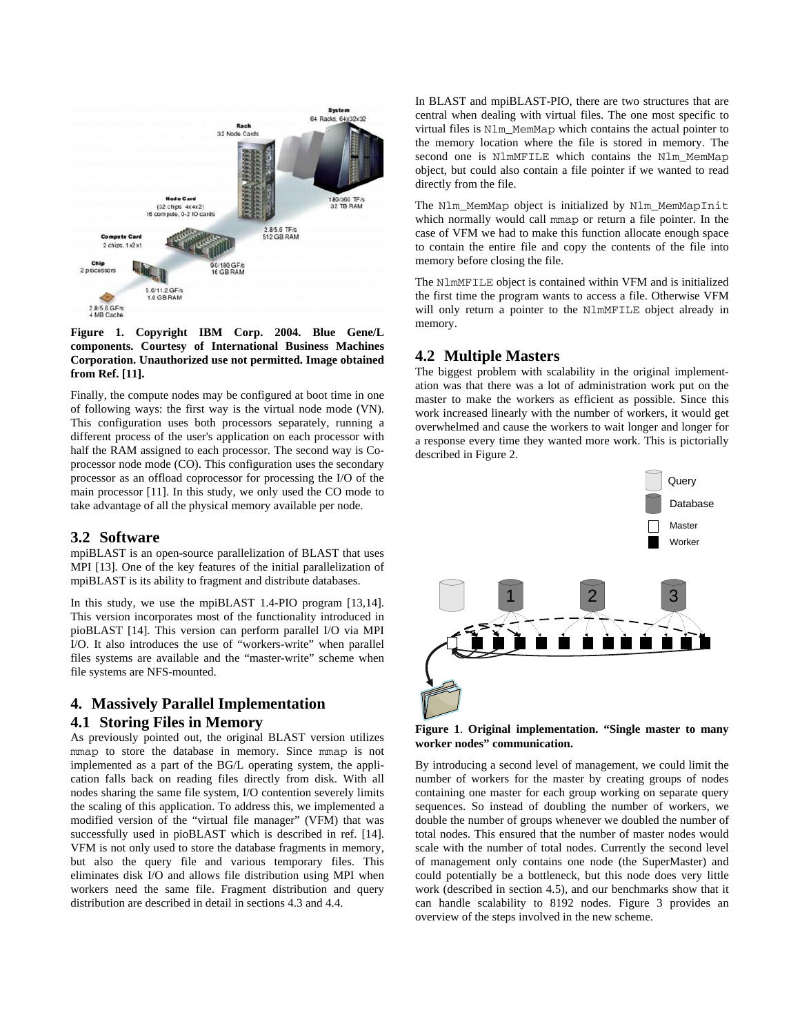**Figure 1. Copyright IBM Corp. 2004. Blue Gene/L components. Courtesy of International Business Machines Corporation. Unauthorized use not permitted. Image obtained from Ref. [11].**

Finally, the compute nodes may be configured at boot time in one of following ways: the first way is the virtual node mode (VN). This configuration uses both processors separately, running a different process of the user's application on each processor with half the RAM assigned to each processor. The second way is Co-processor node mode (CO). This configuration uses the secondary processor as an offload coprocessor for processing the I/O of the main processor [11]. In this study, we only used the CO mode to take advantage of all the physical memory available per node.

### 3.2 Software

mpiBLAST is an open-source parallelization of BLAST that uses MPI [13]. One of the key features of the initial parallelization of mpiBLAST is its ability to fragment and distribute databases.

In this study, we use the mpiBLAST 1.4-PIO program [13,14]. This version incorporates most of the functionality introduced in pioBLAST [14]. This version can perform parallel I/O via MPI I/O. It also introduces the use of "workers-write" when parallel files systems are available and the "master-write" scheme when file systems are NFS-mounted.

## 4. Massively Parallel Implementation

### 4.1 Storing Files in Memory

As previously pointed out, the original BLAST version utilizes `mmap` to store the database in memory. Since `mmap` is not implemented as a part of the BG/L operating system, the application falls back on reading files directly from disk. With all nodes sharing the same file system, I/O contention severely limits the scaling of this application. To address this, we implemented a modified version of the "virtual file manager" (VFM) that was successfully used in pioBLAST which is described in ref. [14]. VFM is not only used to store the database fragments in memory, but also the query file and various temporary files. This eliminates disk I/O and allows file distribution using MPI when workers need the same file. Fragment distribution and query distribution are described in detail in sections 4.3 and 4.4.

In BLAST and mpiBLAST-PIO, there are two structures that are central when dealing with virtual files. The one most specific to virtual files is `Nlm_MemMap` which contains the actual pointer to the memory location where the file is stored in memory. The second one is `NlmMFILE` which contains the `Nlm_MemMap` object, but could also contain a file pointer if we wanted to read directly from the file.

The `Nlm_MemMap` object is initialized by `Nlm_MemMapInit` which normally would call `mmap` or return a file pointer. In the case of VFM we had to make this function allocate enough space to contain the entire file and copy the contents of the file into memory before closing the file.

The `NlmMFILE` object is contained within VFM and is initialized the first time the program wants to access a file. Otherwise VFM will only return a pointer to the `NlmMFILE` object already in memory.

### 4.2 Multiple Masters

The biggest problem with scalability in the original implementation was that there was a lot of administration work put on the master to make the workers as efficient as possible. Since this work increased linearly with the number of workers, it would get overwhelmed and cause the workers to wait longer and longer for a response every time they wanted more work. This is pictorially described in Figure 2.

**Figure 1. Original implementation. "Single master to many worker nodes" communication.**

By introducing a second level of management, we could limit the number of workers for the master by creating groups of nodes containing one master for each group working on separate query sequences. So instead of doubling the number of workers, we double the number of groups whenever we doubled the number of total nodes. This ensured that the number of master nodes would scale with the number of total nodes. Currently the second level of management only contains one node (the SuperMaster) and could potentially be a bottleneck, but this node does very little work (described in section 4.5), and our benchmarks show that it can handle scalability to 8192 nodes. Figure 3 provides an overview of the steps involved in the new scheme.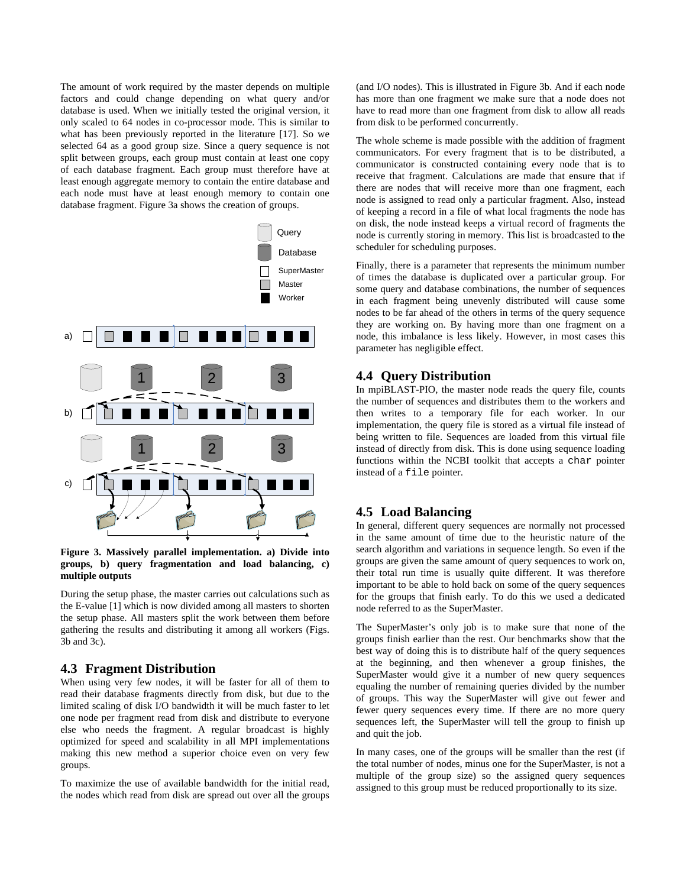The amount of work required by the master depends on multiple factors and could change depending on what query and/or database is used. When we initially tested the original version, it only scaled to 64 nodes in co-processor mode. This is similar to what has been previously reported in the literature [17]. So we selected 64 as a good group size. Since a query sequence is not split between groups, each group must contain at least one copy of each database fragment. Each group must therefore have at least enough aggregate memory to contain the entire database and each node must have at least enough memory to contain one database fragment. Figure 3a shows the creation of groups.

**Figure 3. Massively parallel implementation. a) Divide into groups, b) query fragmentation and load balancing, c) multiple outputs**

During the setup phase, the master carries out calculations such as the E-value [1] which is now divided among all masters to shorten the setup phase. All masters split the work between them before gathering the results and distributing it among all workers (Figs. 3b and 3c).

## 4.3 Fragment Distribution

When using very few nodes, it will be faster for all of them to read their database fragments directly from disk, but due to the limited scaling of disk I/O bandwidth it will be much faster to let one node per fragment read from disk and distribute to everyone else who needs the fragment. A regular broadcast is highly optimized for speed and scalability in all MPI implementations making this new method a superior choice even on very few groups.

To maximize the use of available bandwidth for the initial read, the nodes which read from disk are spread out over all the groups (and I/O nodes). This is illustrated in Figure 3b. And if each node has more than one fragment we make sure that a node does not have to read more than one fragment from disk to allow all reads from disk to be performed concurrently.

The whole scheme is made possible with the addition of fragment communicators. For every fragment that is to be distributed, a communicator is constructed containing every node that is to receive that fragment. Calculations are made that ensure that if there are nodes that will receive more than one fragment, each node is assigned to read only a particular fragment. Also, instead of keeping a record in a file of what local fragments the node has on disk, the node instead keeps a virtual record of fragments the node is currently storing in memory. This list is broadcasted to the scheduler for scheduling purposes.

Finally, there is a parameter that represents the minimum number of times the database is duplicated over a particular group. For some query and database combinations, the number of sequences in each fragment being unevenly distributed will cause some nodes to be far ahead of the others in terms of the query sequence they are working on. By having more than one fragment on a node, this imbalance is less likely. However, in most cases this parameter has negligible effect.

## 4.4 Query Distribution

In mpiBLAST-PIO, the master node reads the query file, counts the number of sequences and distributes them to the workers and then writes to a temporary file for each worker. In our implementation, the query file is stored as a virtual file instead of being written to file. Sequences are loaded from this virtual file instead of directly from disk. This is done using sequence loading functions within the NCBI toolkit that accepts a `char` pointer instead of a `file` pointer.

## 4.5 Load Balancing

In general, different query sequences are normally not processed in the same amount of time due to the heuristic nature of the search algorithm and variations in sequence length. So even if the groups are given the same amount of query sequences to work on, their total run time is usually quite different. It was therefore important to be able to hold back on some of the query sequences for the groups that finish early. To do this we used a dedicated node referred to as the SuperMaster.

The SuperMaster's only job is to make sure that none of the groups finish earlier than the rest. Our benchmarks show that the best way of doing this is to distribute half of the query sequences at the beginning, and then whenever a group finishes, the SuperMaster would give it a number of new query sequences equaling the number of remaining queries divided by the number of groups. This way the SuperMaster will give out fewer and fewer query sequences every time. If there are no more query sequences left, the SuperMaster will tell the group to finish up and quit the job.

In many cases, one of the groups will be smaller than the rest (if the total number of nodes, minus one for the SuperMaster, is not a multiple of the group size) so the assigned query sequences assigned to this group must be reduced proportionally to its size.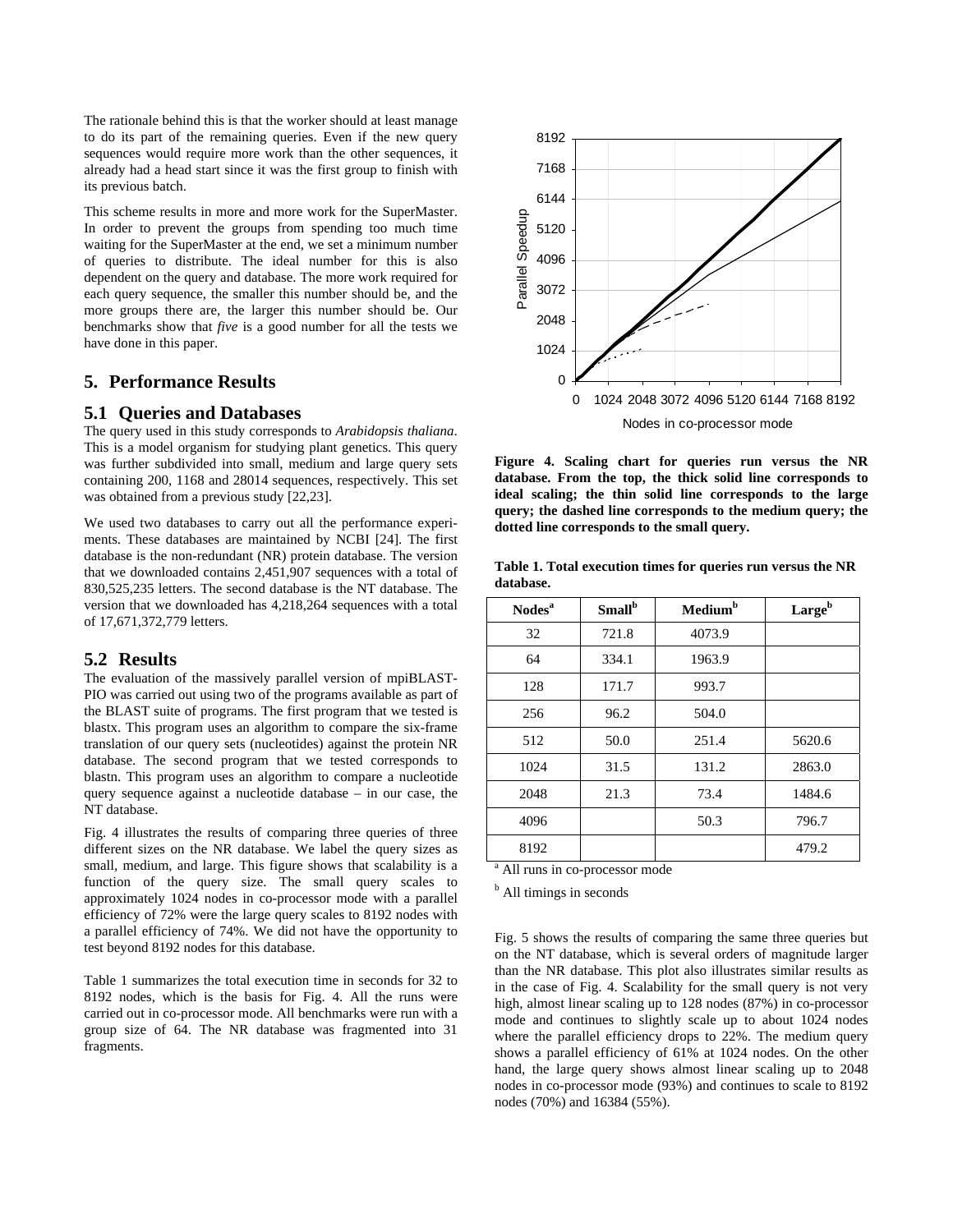The rationale behind this is that the worker should at least manage to do its part of the remaining queries. Even if the new query sequences would require more work than the other sequences, it already had a head start since it was the first group to finish with its previous batch.

This scheme results in more and more work for the SuperMaster. In order to prevent the groups from spending too much time waiting for the SuperMaster at the end, we set a minimum number of queries to distribute. The ideal number for this is also dependent on the query and database. The more work required for each query sequence, the smaller this number should be, and the more groups there are, the larger this number should be. Our benchmarks show that *five* is a good number for all the tests we have done in this paper.

## 5. Performance Results

### 5.1 Queries and Databases

The query used in this study corresponds to *Arabidopsis thaliana*. This is a model organism for studying plant genetics. This query was further subdivided into small, medium and large query sets containing 200, 1168 and 28014 sequences, respectively. This set was obtained from a previous study [22,23].

We used two databases to carry out all the performance experiments. These databases are maintained by NCBI [24]. The first database is the non-redundant (NR) protein database. The version that we downloaded contains 2,451,907 sequences with a total of 830,525,235 letters. The second database is the NT database. The version that we downloaded has 4,218,264 sequences with a total of 17,671,372,779 letters.

### 5.2 Results

The evaluation of the massively parallel version of mpiBLAST-PIO was carried out using two of the programs available as part of the BLAST suite of programs. The first program that we tested is blastx. This program uses an algorithm to compare the six-frame translation of our query sets (nucleotides) against the protein NR database. The second program that we tested corresponds to blastn. This program uses an algorithm to compare a nucleotide query sequence against a nucleotide database – in our case, the NT database.

Fig. 4 illustrates the results of comparing three queries of three different sizes on the NR database. We label the query sizes as small, medium, and large. This figure shows that scalability is a function of the query size. The small query scales to approximately 1024 nodes in co-processor mode with a parallel efficiency of 72% were the large query scales to 8192 nodes with a parallel efficiency of 74%. We did not have the opportunity to test beyond 8192 nodes for this database.

Table 1 summarizes the total execution time in seconds for 32 to 8192 nodes, which is the basis for Fig. 4. All the runs were carried out in co-processor mode. All benchmarks were run with a group size of 64. The NR database was fragmented into 31 fragments.

**Figure 4. Scaling chart for queries run versus the NR database. From the top, the thick solid line corresponds to ideal scaling; the thin solid line corresponds to the large query; the dashed line corresponds to the medium query; the dotted line corresponds to the small query.**

**Table 1. Total execution times for queries run versus the NR database.**

| Nodes[a] | Small[b] | Medium[b] | Large[b] |
|---|---|---|---|
| 32 | 721.8 | 4073.9 | |
| 64 | 334.1 | 1963.9 | |
| 128 | 171.7 | 993.7 | |
| 256 | 96.2 | 504.0 | |
| 512 | 50.0 | 251.4 | 5620.6 |
| 1024 | 31.5 | 131.2 | 2863.0 |
| 2048 | 21.3 | 73.4 | 1484.6 |
| 4096 | | 50.3 | 796.7 |
| 8192 | | | 479.2 |

[a] All runs in co-processor mode

[b] All timings in seconds

Fig. 5 shows the results of comparing the same three queries but on the NT database, which is several orders of magnitude larger than the NR database. This plot also illustrates similar results as in the case of Fig. 4. Scalability for the small query is not very high, almost linear scaling up to 128 nodes (87%) in co-processor mode and continues to slightly scale up to about 1024 nodes where the parallel efficiency drops to 22%. The medium query shows a parallel efficiency of 61% at 1024 nodes. On the other hand, the large query shows almost linear scaling up to 2048 nodes in co-processor mode (93%) and continues to scale to 8192 nodes (70%) and 16384 (55%).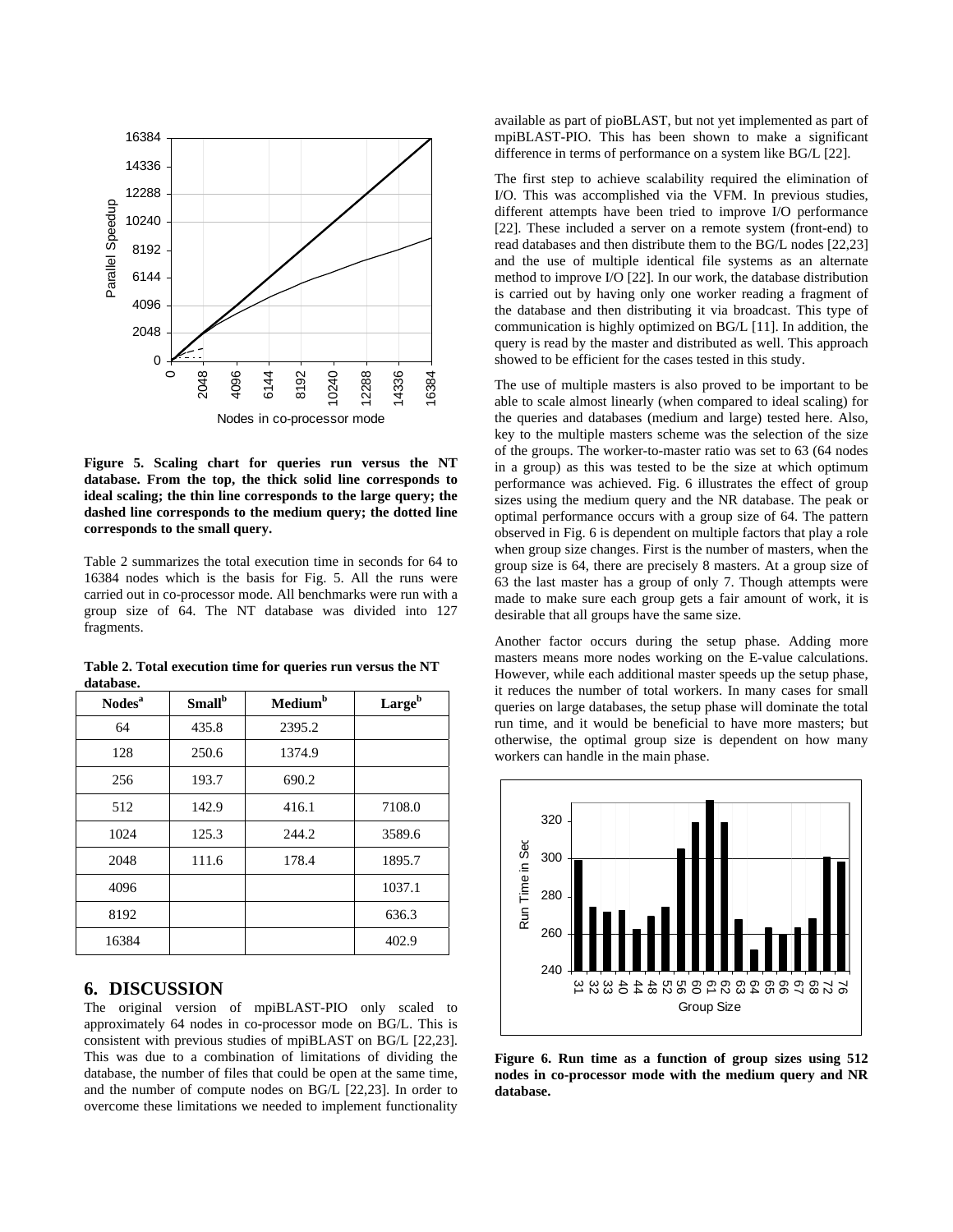**Figure 5. Scaling chart for queries run versus the NT database. From the top, the thick solid line corresponds to ideal scaling; the thin line corresponds to the large query; the dashed line corresponds to the medium query; the dotted line corresponds to the small query.**

Table 2 summarizes the total execution time in seconds for 64 to 16384 nodes which is the basis for Fig. 5. All the runs were carried out in co-processor mode. All benchmarks were run with a group size of 64. The NT database was divided into 127 fragments.

**Table 2. Total execution time for queries run versus the NT database.**

| Nodes[a] | Small[b] | Medium[b] | Large[b] |
|---|---|---|---|
| 64 | 435.8 | 2395.2 | |
| 128 | 250.6 | 1374.9 | |
| 256 | 193.7 | 690.2 | |
| 512 | 142.9 | 416.1 | 7108.0 |
| 1024 | 125.3 | 244.2 | 3589.6 |
| 2048 | 111.6 | 178.4 | 1895.7 |
| 4096 | | | 1037.1 |
| 8192 | | | 636.3 |
| 16384 | | | 402.9 |

## 6. DISCUSSION

The original version of mpiBLAST-PIO only scaled to approximately 64 nodes in co-processor mode on BG/L. This is consistent with previous studies of mpiBLAST on BG/L [22,23]. This was due to a combination of limitations of dividing the database, the number of files that could be open at the same time, and the number of compute nodes on BG/L [22,23]. In order to overcome these limitations we needed to implement functionality available as part of pioBLAST, but not yet implemented as part of mpiBLAST-PIO. This has been shown to make a significant difference in terms of performance on a system like BG/L [22].

The first step to achieve scalability required the elimination of I/O. This was accomplished via the VFM. In previous studies, different attempts have been tried to improve I/O performance [22]. These included a server on a remote system (front-end) to read databases and then distribute them to the BG/L nodes [22,23] and the use of multiple identical file systems as an alternate method to improve I/O [22]. In our work, the database distribution is carried out by having only one worker reading a fragment of the database and then distributing it via broadcast. This type of communication is highly optimized on BG/L [11]. In addition, the query is read by the master and distributed as well. This approach showed to be efficient for the cases tested in this study.

The use of multiple masters is also proved to be important to be able to scale almost linearly (when compared to ideal scaling) for the queries and databases (medium and large) tested here. Also, key to the multiple masters scheme was the selection of the size of the groups. The worker-to-master ratio was set to 63 (64 nodes in a group) as this was tested to be the size at which optimum performance was achieved. Fig. 6 illustrates the effect of group sizes using the medium query and the NR database. The peak or optimal performance occurs with a group size of 64. The pattern observed in Fig. 6 is dependent on multiple factors that play a role when group size changes. First is the number of masters, when the group size is 64, there are precisely 8 masters. At a group size of 63 the last master has a group of only 7. Though attempts were made to make sure each group gets a fair amount of work, it is desirable that all groups have the same size.

Another factor occurs during the setup phase. Adding more masters means more nodes working on the E-value calculations. However, while each additional master speeds up the setup phase, it reduces the number of total workers. In many cases for small queries on large databases, the setup phase will dominate the total run time, and it would be beneficial to have more masters; but otherwise, the optimal group size is dependent on how many workers can handle in the main phase.

**Figure 6. Run time as a function of group sizes using 512 nodes in co-processor mode with the medium query and NR database.**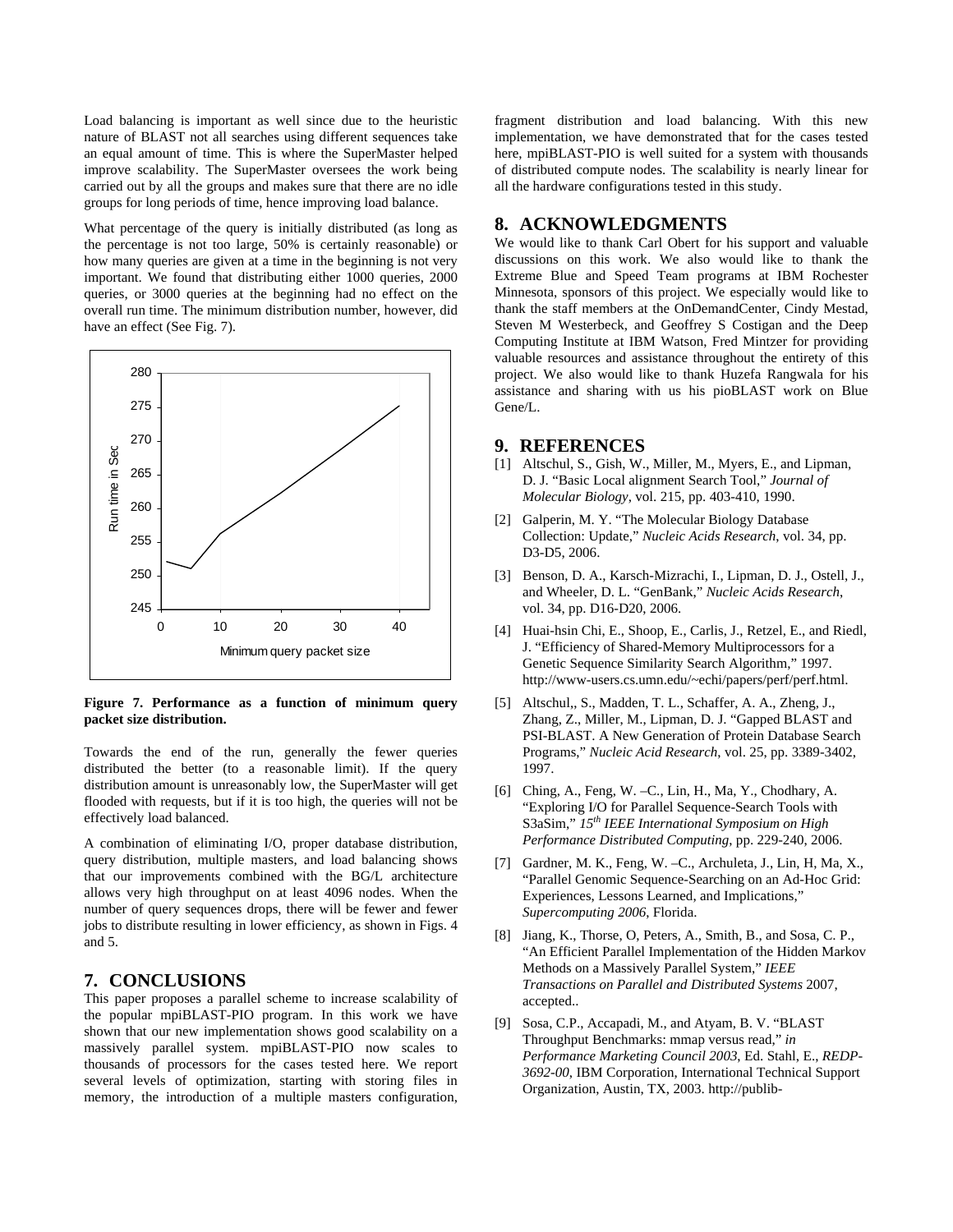Load balancing is important as well since due to the heuristic nature of BLAST not all searches using different sequences take an equal amount of time. This is where the SuperMaster helped improve scalability. The SuperMaster oversees the work being carried out by all the groups and makes sure that there are no idle groups for long periods of time, hence improving load balance.

What percentage of the query is initially distributed (as long as the percentage is not too large, 50% is certainly reasonable) or how many queries are given at a time in the beginning is not very important. We found that distributing either 1000 queries, 2000 queries, or 3000 queries at the beginning had no effect on the overall run time. The minimum distribution number, however, did have an effect (See Fig. 7).

**Figure 7. Performance as a function of minimum query packet size distribution.**

Towards the end of the run, generally the fewer queries distributed the better (to a reasonable limit). If the query distribution amount is unreasonably low, the SuperMaster will get flooded with requests, but if it is too high, the queries will not be effectively load balanced.

A combination of eliminating I/O, proper database distribution, query distribution, multiple masters, and load balancing shows that our improvements combined with the BG/L architecture allows very high throughput on at least 4096 nodes. When the number of query sequences drops, there will be fewer and fewer jobs to distribute resulting in lower efficiency, as shown in Figs. 4 and 5.

## 7. CONCLUSIONS

This paper proposes a parallel scheme to increase scalability of the popular mpiBLAST-PIO program. In this work we have shown that our new implementation shows good scalability on a massively parallel system. mpiBLAST-PIO now scales to thousands of processors for the cases tested here. We report several levels of optimization, starting with storing files in memory, the introduction of a multiple masters configuration, fragment distribution and load balancing. With this new implementation, we have demonstrated that for the cases tested here, mpiBLAST-PIO is well suited for a system with thousands of distributed compute nodes. The scalability is nearly linear for all the hardware configurations tested in this study.

## 8. ACKNOWLEDGMENTS

We would like to thank Carl Obert for his support and valuable discussions on this work. We also would like to thank the Extreme Blue and Speed Team programs at IBM Rochester Minnesota, sponsors of this project. We especially would like to thank the staff members at the OnDemandCenter, Cindy Mestad, Steven M Westerbeck, and Geoffrey S Costigan and the Deep Computing Institute at IBM Watson, Fred Mintzer for providing valuable resources and assistance throughout the entirety of this project. We also would like to thank Huzefa Rangwala for his assistance and sharing with us his pioBLAST work on Blue Gene/L.

## 9. REFERENCES

[1] Altschul, S., Gish, W., Miller, M., Myers, E., and Lipman, D. J. "Basic Local alignment Search Tool," *Journal of Molecular Biology*, vol. 215, pp. 403-410, 1990.

[2] Galperin, M. Y. "The Molecular Biology Database Collection: Update," *Nucleic Acids Research*, vol. 34, pp. D3-D5, 2006.

[3] Benson, D. A., Karsch-Mizrachi, I., Lipman, D. J., Ostell, J., and Wheeler, D. L. "GenBank," *Nucleic Acids Research*, vol. 34, pp. D16-D20, 2006.

[4] Huai-hsin Chi, E., Shoop, E., Carlis, J., Retzel, E., and Riedl, J. "Efficiency of Shared-Memory Multiprocessors for a Genetic Sequence Similarity Search Algorithm," 1997. http://www-users.cs.umn.edu/~echi/papers/perf/perf.html.

[5] Altschul,, S., Madden, T. L., Schaffer, A. A., Zheng, J., Zhang, Z., Miller, M., Lipman, D. J. "Gapped BLAST and PSI-BLAST. A New Generation of Protein Database Search Programs," *Nucleic Acid Research*, vol. 25, pp. 3389-3402, 1997.

[6] Ching, A., Feng, W. –C., Lin, H., Ma, Y., Chodhary, A. "Exploring I/O for Parallel Sequence-Search Tools with S3aSim," *15th IEEE International Symposium on High Performance Distributed Computing*, pp. 229-240, 2006.

[7] Gardner, M. K., Feng, W. –C., Archuleta, J., Lin, H, Ma, X., "Parallel Genomic Sequence-Searching on an Ad-Hoc Grid: Experiences, Lessons Learned, and Implications," *Supercomputing 2006*, Florida.

[8] Jiang, K., Thorse, O, Peters, A., Smith, B., and Sosa, C. P., "An Efficient Parallel Implementation of the Hidden Markov Methods on a Massively Parallel System," *IEEE Transactions on Parallel and Distributed Systems* 2007, accepted..

[9] Sosa, C.P., Accapadi, M., and Atyam, B. V. "BLAST Throughput Benchmarks: mmap versus read," *in Performance Marketing Council 2003*, Ed. Stahl, E., *REDP-3692-00*, IBM Corporation, International Technical Support Organization, Austin, TX, 2003. http://publib-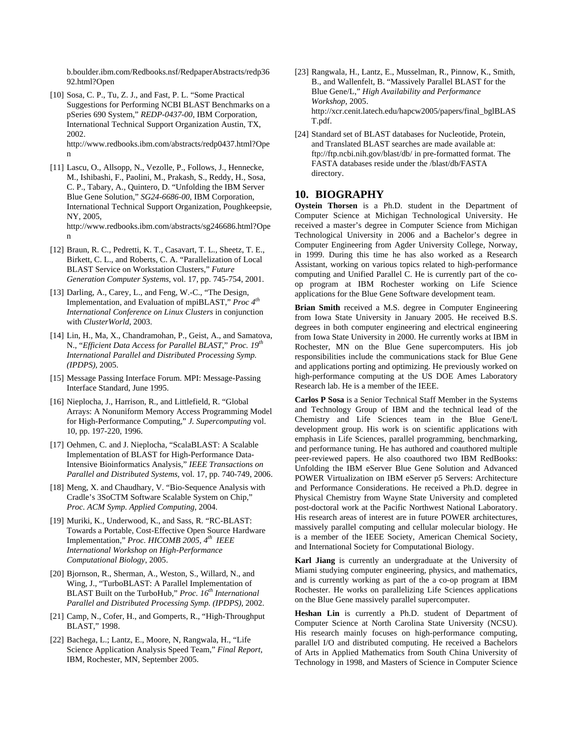b.boulder.ibm.com/Redbooks.nsf/RedpaperAbstracts/redp3692.html?Open

[10] Sosa, C. P., Tu, Z. J., and Fast, P. L. "Some Practical Suggestions for Performing NCBI BLAST Benchmarks on a pSeries 690 System," *REDP-0437-00*, IBM Corporation, International Technical Support Organization Austin, TX, 2002. http://www.redbooks.ibm.com/abstracts/redp0437.html?Open

[11] Lascu, O., Allsopp, N., Vezolle, P., Follows, J., Hennecke, M., Ishibashi, F., Paolini, M., Prakash, S., Reddy, H., Sosa, C. P., Tabary, A., Quintero, D. "Unfolding the IBM Server Blue Gene Solution," *SG24-6686-00*, IBM Corporation, International Technical Support Organization, Poughkeepsie, NY, 2005, http://www.redbooks.ibm.com/abstracts/sg246686.html?Open

[12] Braun, R. C., Pedretti, K. T., Casavart, T. L., Sheetz, T. E., Birkett, C. L., and Roberts, C. A. "Parallelization of Local BLAST Service on Workstation Clusters," *Future Generation Computer Systems*, vol. 17, pp. 745-754, 2001.

[13] Darling, A., Carey, L., and Feng, W.-C., "The Design, Implementation, and Evaluation of mpiBLAST," *Proc 4th International Conference on Linux Clusters* in conjunction with *ClusterWorld*, 2003.

[14] Lin, H., Ma, X., Chandramohan, P., Geist, A., and Samatova, N., "*Efficient Data Access for Parallel BLAST*," *Proc. 19th International Parallel and Distributed Processing Symp. (IPDPS)*, 2005.

[15] Message Passing Interface Forum. MPI: Message-Passing Interface Standard, June 1995.

[16] Nieplocha, J., Harrison, R., and Littlefield, R. "Global Arrays: A Nonuniform Memory Access Programming Model for High-Performance Computing," *J. Supercomputing* vol. 10, pp. 197-220, 1996.

[17] Oehmen, C. and J. Nieplocha, "ScalaBLAST: A Scalable Implementation of BLAST for High-Performance Data-Intensive Bioinformatics Analysis," *IEEE Transactions on Parallel and Distributed Systems*, vol. 17, pp. 740-749, 2006.

[18] Meng, X. and Chaudhary, V. "Bio-Sequence Analysis with Cradle's 3SoCTM Software Scalable System on Chip," *Proc. ACM Symp. Applied Computing*, 2004.

[19] Muriki, K., Underwood, K., and Sass, R. "RC-BLAST: Towards a Portable, Cost-Effective Open Source Hardware Implementation," *Proc. HICOMB 2005, 4th IEEE International Workshop on High-Performance Computational Biology*, 2005.

[20] Bjornson, R., Sherman, A., Weston, S., Willard, N., and Wing, J., "TurboBLAST: A Parallel Implementation of BLAST Built on the TurboHub," *Proc. 16th International Parallel and Distributed Processing Symp. (IPDPS)*, 2002.

[21] Camp, N., Cofer, H., and Gomperts, R., "High-Throughput BLAST," 1998.

[22] Bachega, L.; Lantz, E., Moore, N, Rangwala, H., "Life Science Application Analysis Speed Team," *Final Report*, IBM, Rochester, MN, September 2005.

[23] Rangwala, H., Lantz, E., Musselman, R., Pinnow, K., Smith, B., and Wallenfelt, B. "Massively Parallel BLAST for the Blue Gene/L," *High Availability and Performance Workshop*, 2005. http://xcr.cenit.latech.edu/hapcw2005/papers/final_bglBLAST.pdf.

[24] Standard set of BLAST databases for Nucleotide, Protein, and Translated BLAST searches are made available at: ftp://ftp.ncbi.nih.gov/blast/db/ in pre-formatted format. The FASTA databases reside under the /blast/db/FASTA directory.

## 10. BIOGRAPHY

**Oystein Thorsen** is a Ph.D. student in the Department of Computer Science at Michigan Technological University. He received a master's degree in Computer Science from Michigan Technological University in 2006 and a Bachelor's degree in Computer Engineering from Agder University College, Norway, in 1999. During this time he has also worked as a Research Assistant, working on various topics related to high-performance computing and Unified Parallel C. He is currently part of the co-op program at IBM Rochester working on Life Science applications for the Blue Gene Software development team.

**Brian Smith** received a M.S. degree in Computer Engineering from Iowa State University in January 2005. He received B.S. degrees in both computer engineering and electrical engineering from Iowa State University in 2000. He currently works at IBM in Rochester, MN on the Blue Gene supercomputers. His job responsibilities include the communications stack for Blue Gene and applications porting and optimizing. He previously worked on high-performance computing at the US DOE Ames Laboratory Research lab. He is a member of the IEEE.

**Carlos P Sosa** is a Senior Technical Staff Member in the Systems and Technology Group of IBM and the technical lead of the Chemistry and Life Sciences team in the Blue Gene/L development group. His work is on scientific applications with emphasis in Life Sciences, parallel programming, benchmarking, and performance tuning. He has authored and coauthored multiple peer-reviewed papers. He also coauthored two IBM RedBooks: Unfolding the IBM eServer Blue Gene Solution and Advanced POWER Virtualization on IBM eServer p5 Servers: Architecture and Performance Considerations. He received a Ph.D. degree in Physical Chemistry from Wayne State University and completed post-doctoral work at the Pacific Northwest National Laboratory. His research areas of interest are in future POWER architectures, massively parallel computing and cellular molecular biology. He is a member of the IEEE Society, American Chemical Society, and International Society for Computational Biology.

**Karl Jiang** is currently an undergraduate at the University of Miami studying computer engineering, physics, and mathematics, and is currently working as part of the co-op program at IBM Rochester. He works on parallelizing Life Sciences applications on the Blue Gene massively parallel supercomputer.

**Heshan Lin** is currently a Ph.D. student of Department of Computer Science at North Carolina State University (NCSU). His research mainly focuses on high-performance computing, parallel I/O and distributed computing. He received a Bachelors of Arts in Applied Mathematics from South China University of Technology in 1998, and Masters of Science in Computer Science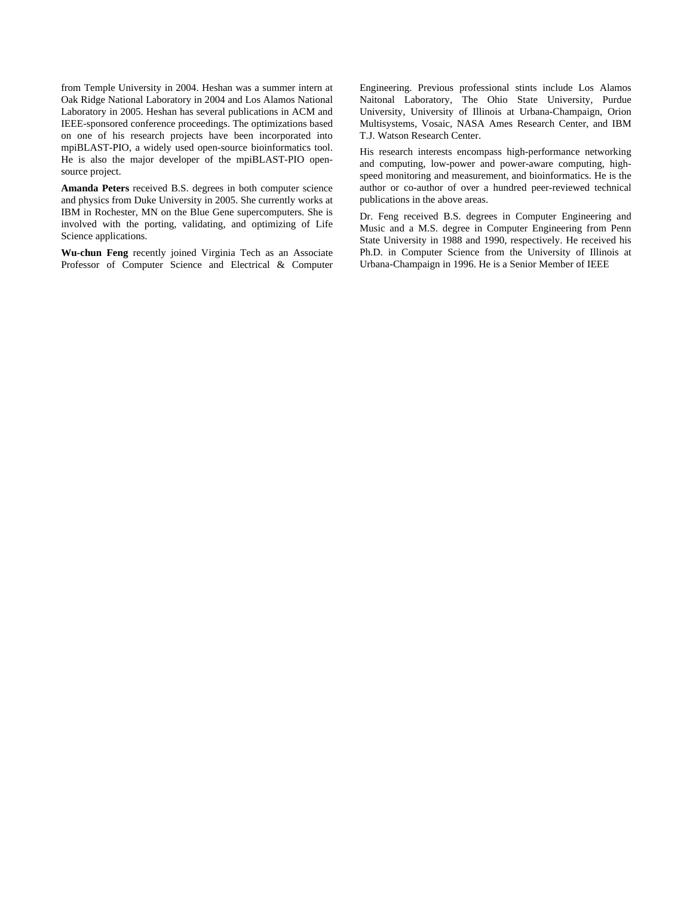from Temple University in 2004. Heshan was a summer intern at Oak Ridge National Laboratory in 2004 and Los Alamos National Laboratory in 2005. Heshan has several publications in ACM and IEEE-sponsored conference proceedings. The optimizations based on one of his research projects have been incorporated into mpiBLAST-PIO, a widely used open-source bioinformatics tool. He is also the major developer of the mpiBLAST-PIO open-source project.

**Amanda Peters** received B.S. degrees in both computer science and physics from Duke University in 2005. She currently works at IBM in Rochester, MN on the Blue Gene supercomputers. She is involved with the porting, validating, and optimizing of Life Science applications.

**Wu-chun Feng** recently joined Virginia Tech as an Associate Professor of Computer Science and Electrical & Computer Engineering. Previous professional stints include Los Alamos Naitonal Laboratory, The Ohio State University, Purdue University, University of Illinois at Urbana-Champaign, Orion Multisystems, Vosaic, NASA Ames Research Center, and IBM T.J. Watson Research Center.

His research interests encompass high-performance networking and computing, low-power and power-aware computing, high-speed monitoring and measurement, and bioinformatics. He is the author or co-author of over a hundred peer-reviewed technical publications in the above areas.

Dr. Feng received B.S. degrees in Computer Engineering and Music and a M.S. degree in Computer Engineering from Penn State University in 1988 and 1990, respectively. He received his Ph.D. in Computer Science from the University of Illinois at Urbana-Champaign in 1996. He is a Senior Member of IEEE